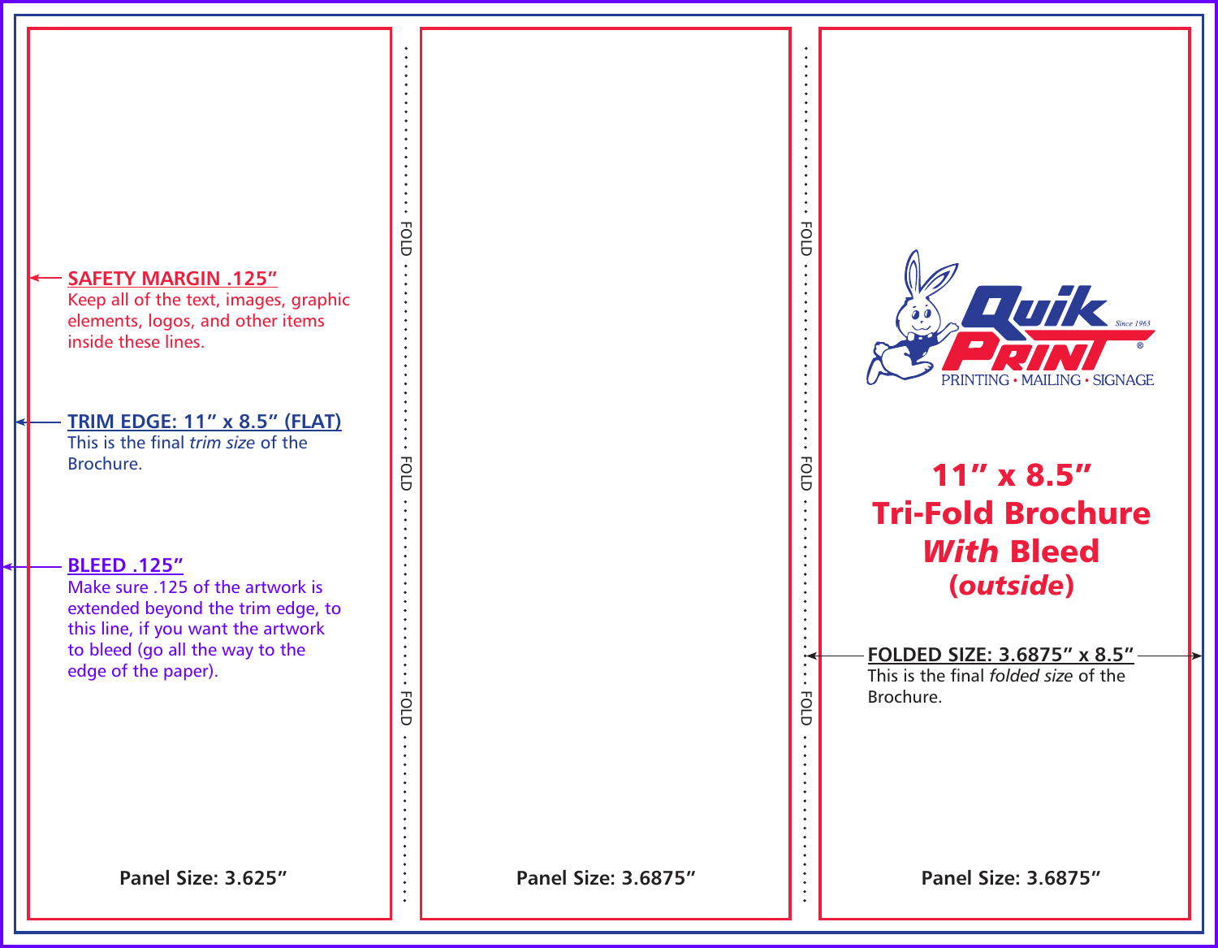**SAFETY MARGIN .125"**
Keep all of the text, images, graphic elements, logos, and other items inside these lines.

**TRIM EDGE: 11" x 8.5" (FLAT)**
This is the final *trim size* of the Brochure.

**BLEED .125"**
Make sure .125 of the artwork is extended beyond the trim edge, to this line, if you want the artwork to bleed (go all the way to the edge of the paper).

Panel Size: 3.625"

FOLD

Panel Size: 3.6875"

FOLD

Quik Print
Since 1963
PRINTING • MAILING • SIGNAGE

# 11" x 8.5" Tri-Fold Brochure *With* Bleed (*outside*)

**FOLDED SIZE: 3.6875" x 8.5"**
This is the final *folded size* of the Brochure.

Panel Size: 3.6875"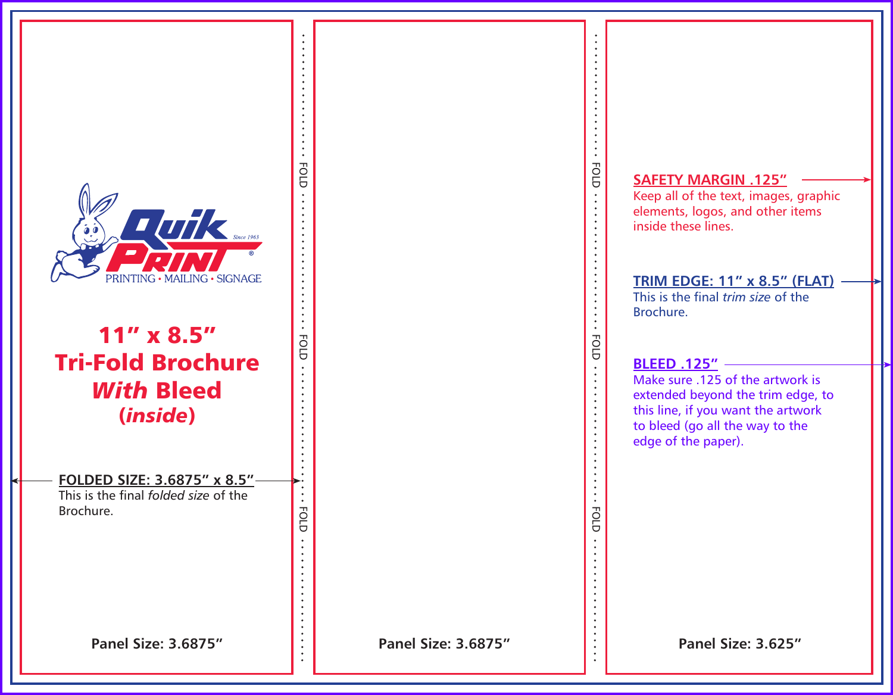Quik Print
Since 1963
PRINTING • MAILING • SIGNAGE

# 11” x 8.5” Tri-Fold Brochure *With* Bleed (*inside*)

**FOLDED SIZE: 3.6875” x 8.5”**
This is the final *folded size* of the Brochure.

**Panel Size: 3.6875”**

FOLD

FOLD

FOLD

**Panel Size: 3.6875”**

FOLD

FOLD

FOLD

**SAFETY MARGIN .125”**
Keep all of the text, images, graphic elements, logos, and other items inside these lines.

**TRIM EDGE: 11” x 8.5” (FLAT)**
This is the final *trim size* of the Brochure.

**BLEED .125”**
Make sure .125 of the artwork is extended beyond the trim edge, to this line, if you want the artwork to bleed (go all the way to the edge of the paper).

**Panel Size: 3.625”**